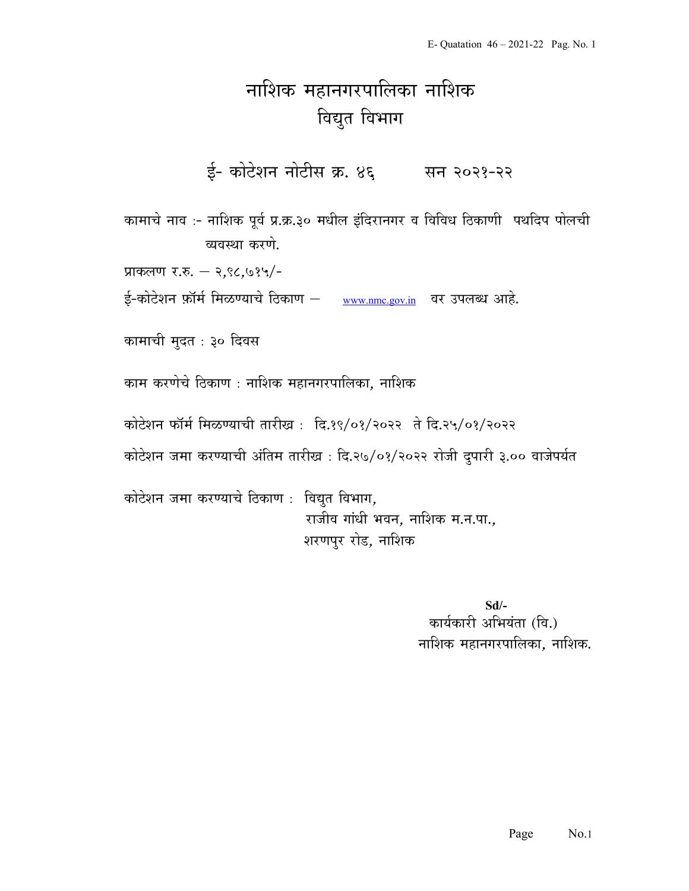# नाशिक महानगरपालिका नाशिक

## विद्युत विभाग

### ई- कोटेशन नोटीस क्र. ४६ सन २०२१-२२

कामाचे नाव :- नाशिक पूर्व प्र.क्र.३० मधील इंदिरानगर व विविध ठिकाणी पथदिप पोलची व्यवस्था करणे.

प्राकलण र.रु. – २,९८,७१५/-

ई-कोटेशन फ़ॉर्म मिळण्याचे ठिकाण – www.nmc.gov.in वर उपलब्ध आहे.

कामाची मुदत : ३० दिवस

काम करणेचे ठिकाण : नाशिक महानगरपालिका, नाशिक

कोटेशन फॉर्म मिळण्याची तारीख : दि.१९/०१/२०२२ ते दि.२५/०१/२०२२

कोटेशन जमा करण्याची अंतिम तारीख : दि.२७/०१/२०२२ रोजी दुपारी ३.०० वाजेपर्यत

कोटेशन जमा करण्याचे ठिकाण : विद्युत विभाग,
राजीव गांधी भवन, नाशिक म.न.पा.,
शरणपुर रोड, नाशिक

**Sd/-**
कार्यकारी अभियंता (वि.)
नाशिक महानगरपालिका, नाशिक.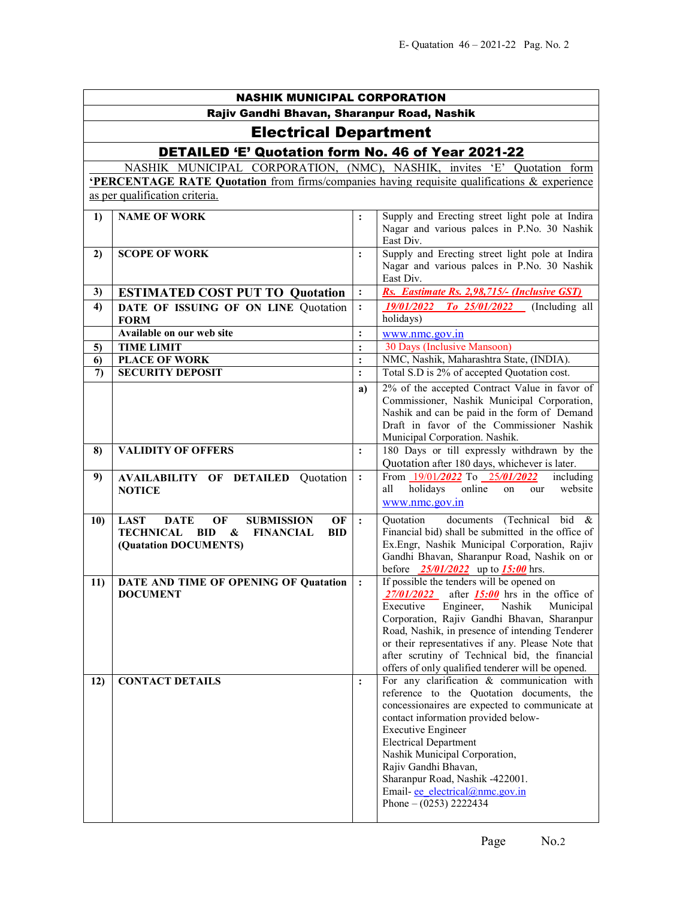# NASHIK MUNICIPAL CORPORATION

## Rajiv Gandhi Bhavan, Sharanpur Road, Nashik

## Electrical Department

## DETAILED 'E' Quotation form No. 46 of Year 2021-22

NASHIK MUNICIPAL CORPORATION, (NMC), NASHIK, invites 'E' Quotation form **'PERCENTAGE RATE Quotation** from firms/companies having requisite qualifications & experience as per qualification criteria.

| | | | |
|---|---|---|---|
| **1)** | **NAME OF WORK** | **:** | Supply and Erecting street light pole at Indira Nagar and various palces in P.No. 30 Nashik East Div. |
| **2)** | **SCOPE OF WORK** | **:** | Supply and Erecting street light pole at Indira Nagar and various palces in P.No. 30 Nashik East Div. |
| **3)** | **ESTIMATED COST PUT TO Quotation** | **:** | ***Rs. Eastimate Rs. 2,98,715/- (Inclusive GST)*** |
| **4)** | **DATE OF ISSUING OF ON LINE Quotation FORM** | **:** | ***19/01/2022 To 25/01/2022*** (Including all holidays) |
| | **Available on our web site** | **:** | www.nmc.gov.in |
| **5)** | **TIME LIMIT** | **:** | 30 Days (Inclusive Mansoon) |
| **6)** | **PLACE OF WORK** | **:** | NMC, Nashik, Maharashtra State, (INDIA). |
| **7)** | **SECURITY DEPOSIT** | **:** | Total S.D is 2% of accepted Quotation cost. |
| | | **a)** | 2% of the accepted Contract Value in favor of Commissioner, Nashik Municipal Corporation, Nashik and can be paid in the form of Demand Draft in favor of the Commissioner Nashik Municipal Corporation. Nashik. |
| **8)** | **VALIDITY OF OFFERS** | **:** | 180 Days or till expressly withdrawn by the Quotation after 180 days, whichever is later. |
| **9)** | **AVAILABILITY OF DETAILED Quotation NOTICE** | **:** | From 19/01/***2022*** To ***25/01/2022*** including all holidays online on our website www.nmc.gov.in |
| **10)** | **LAST DATE OF SUBMISSION OF TECHNICAL BID & FINANCIAL BID (Quatation DOCUMENTS)** | **:** | Quotation documents (Technical bid & Financial bid) shall be submitted in the office of Ex.Engr, Nashik Municipal Corporation, Rajiv Gandhi Bhavan, Sharanpur Road, Nashik on or before ***25/01/2022*** up to ***15:00*** hrs. |
| **11)** | **DATE AND TIME OF OPENING OF Quatation DOCUMENT** | **:** | If possible the tenders will be opened on ***27/01/2022*** after ***15:00*** hrs in the office of Executive Engineer, Nashik Municipal Corporation, Rajiv Gandhi Bhavan, Sharanpur Road, Nashik, in presence of intending Tenderer or their representatives if any. Please Note that after scrutiny of Technical bid, the financial offers of only qualified tenderer will be opened. |
| **12)** | **CONTACT DETAILS** | **:** | For any clarification & communication with reference to the Quotation documents, the concessionaires are expected to communicate at contact information provided below-<br>Executive Engineer<br>Electrical Department<br>Nashik Municipal Corporation,<br>Rajiv Gandhi Bhavan,<br>Sharanpur Road, Nashik -422001.<br>Email- ee_electrical@nmc.gov.in<br>Phone – (0253) 2222434 |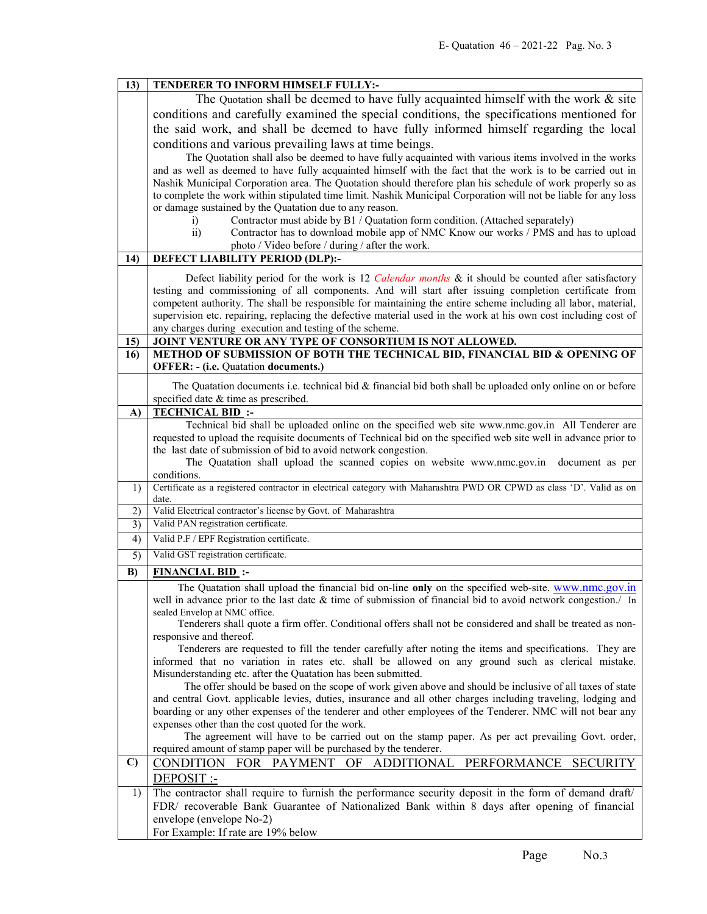**13) TENDERER TO INFORM HIMSELF FULLY:-**

The Quotation shall be deemed to have fully acquainted himself with the work & site conditions and carefully examined the special conditions, the specifications mentioned for the said work, and shall be deemed to have fully informed himself regarding the local conditions and various prevailing laws at time beings.

The Quotation shall also be deemed to have fully acquainted with various items involved in the works and as well as deemed to have fully acquainted himself with the fact that the work is to be carried out in Nashik Municipal Corporation area. The Quotation should therefore plan his schedule of work properly so as to complete the work within stipulated time limit. Nashik Municipal Corporation will not be liable for any loss or damage sustained by the Quatation due to any reason.

i) Contractor must abide by B1 / Quatation form condition. (Attached separately)

ii) Contractor has to download mobile app of NMC Know our works / PMS and has to upload photo / Video before / during / after the work.

**14) DEFECT LIABILITY PERIOD (DLP):-**

Defect liability period for the work is 12 *Calendar months* & it should be counted after satisfactory testing and commissioning of all components. And will start after issuing completion certificate from competent authority. The shall be responsible for maintaining the entire scheme including all labor, material, supervision etc. repairing, replacing the defective material used in the work at his own cost including cost of any charges during execution and testing of the scheme.

**15) JOINT VENTURE OR ANY TYPE OF CONSORTIUM IS NOT ALLOWED.**

**16) METHOD OF SUBMISSION OF BOTH THE TECHNICAL BID, FINANCIAL BID & OPENING OF OFFER: - (i.e. Quotation documents.)**

The Quotation documents i.e. technical bid & financial bid both shall be uploaded only online on or before specified date & time as prescribed.

**A) TECHNICAL BID :-**

Technical bid shall be uploaded online on the specified web site www.nmc.gov.in All Tenderer are requested to upload the requisite documents of Technical bid on the specified web site well in advance prior to the last date of submission of bid to avoid network congestion.

The Quotation shall upload the scanned copies on website www.nmc.gov.in document as per conditions.

1) Certificate as a registered contractor in electrical category with Maharashtra PWD OR CPWD as class 'D'. Valid as on date.

2) Valid Electrical contractor's license by Govt. of Maharashtra

3) Valid PAN registration certificate.

4) Valid P.F / EPF Registration certificate.

5) Valid GST registration certificate.

**B) FINANCIAL BID :-**

The Quatation shall upload the financial bid on-line **only** on the specified web-site. www.nmc.gov.in well in advance prior to the last date & time of submission of financial bid to avoid network congestion./ In sealed Envelop at NMC office.

Tenderers shall quote a firm offer. Conditional offers shall not be considered and shall be treated as non-responsive and thereof.

Tenderers are requested to fill the tender carefully after noting the items and specifications. They are informed that no variation in rates etc. shall be allowed on any ground such as clerical mistake. Misunderstanding etc. after the Quatation has been submitted.

The offer should be based on the scope of work given above and should be inclusive of all taxes of state and central Govt. applicable levies, duties, insurance and all other charges including traveling, lodging and boarding or any other expenses of the tenderer and other employees of the Tenderer. NMC will not bear any expenses other than the cost quoted for the work.

The agreement will have to be carried out on the stamp paper. As per act prevailing Govt. order, required amount of stamp paper will be purchased by the tenderer.

**C) CONDITION FOR PAYMENT OF ADDITIONAL PERFORMANCE SECURITY DEPOSIT :-**

1) The contractor shall require to furnish the performance security deposit in the form of demand draft/ FDR/ recoverable Bank Guarantee of Nationalized Bank within 8 days after opening of financial envelope (envelope No-2)

For Example: If rate are 19% below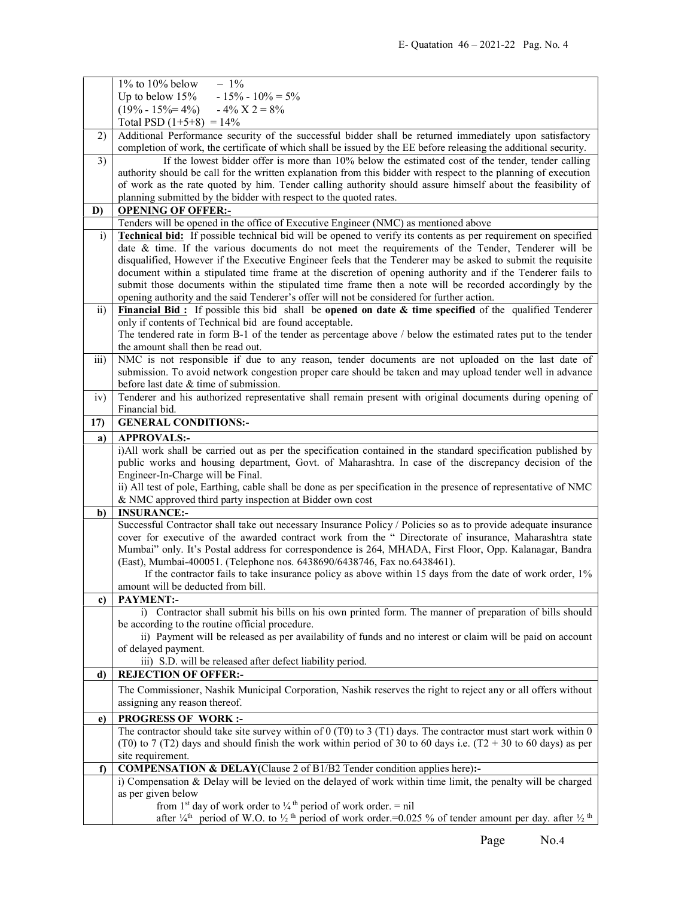| | |
|---|---|
| | 1% to 10% below – 1%<br>Up to below 15% - 15% - 10% = 5%<br>(19% - 15%= 4%) - 4% X 2 = 8%<br>Total PSD (1+5+8) = 14% |
| 2) | Additional Performance security of the successful bidder shall be returned immediately upon satisfactory completion of work, the certificate of which shall be issued by the EE before releasing the additional security. |
| 3) | If the lowest bidder offer is more than 10% below the estimated cost of the tender, tender calling authority should be call for the written explanation from this bidder with respect to the planning of execution of work as the rate quoted by him. Tender calling authority should assure himself about the feasibility of planning submitted by the bidder with respect to the quoted rates. |
| **D)** | **<u>OPENING OF OFFER:-</u>** |
| | Tenders will be opened in the office of Executive Engineer (NMC) as mentioned above |
| i) | **<u>Technical bid:</u>** If possible technical bid will be opened to verify its contents as per requirement on specified date & time. If the various documents do not meet the requirements of the Tender, Tenderer will be disqualified, However if the Executive Engineer feels that the Tenderer may be asked to submit the requisite document within a stipulated time frame at the discretion of opening authority and if the Tenderer fails to submit those documents within the stipulated time frame then a note will be recorded accordingly by the opening authority and the said Tenderer's offer will not be considered for further action. |
| ii) | **<u>Financial Bid :</u>** If possible this bid shall be **opened on date & time specified** of the qualified Tenderer only if contents of Technical bid are found acceptable.<br>The tendered rate in form B-1 of the tender as percentage above / below the estimated rates put to the tender the amount shall then be read out. |
| iii) | NMC is not responsible if due to any reason, tender documents are not uploaded on the last date of submission. To avoid network congestion proper care should be taken and may upload tender well in advance before last date & time of submission. |
| iv) | Tenderer and his authorized representative shall remain present with original documents during opening of Financial bid. |
| **17)** | **GENERAL CONDITIONS:-** |
| **a)** | **APPROVALS:-** |
| | i)All work shall be carried out as per the specification contained in the standard specification published by public works and housing department, Govt. of Maharashtra. In case of the discrepancy decision of the Engineer-In-Charge will be Final.<br>ii) All test of pole, Earthing, cable shall be done as per specification in the presence of representative of NMC & NMC approved third party inspection at Bidder own cost |
| **b)** | **INSURANCE:-** |
| | Successful Contractor shall take out necessary Insurance Policy / Policies so as to provide adequate insurance cover for executive of the awarded contract work from the " Directorate of insurance, Maharashtra state Mumbai" only. It's Postal address for correspondence is 264, MHADA, First Floor, Opp. Kalanagar, Bandra (East), Mumbai-400051. (Telephone nos. 6438690/6438746, Fax no.6438461).<br>If the contractor fails to take insurance policy as above within 15 days from the date of work order, 1% amount will be deducted from bill. |
| **c)** | **PAYMENT:-** |
| | i) Contractor shall submit his bills on his own printed form. The manner of preparation of bills should be according to the routine official procedure.<br>ii) Payment will be released as per availability of funds and no interest or claim will be paid on account of delayed payment.<br>iii) S.D. will be released after defect liability period. |
| **d)** | **REJECTION OF OFFER:-** |
| | The Commissioner, Nashik Municipal Corporation, Nashik reserves the right to reject any or all offers without assigning any reason thereof. |
| **e)** | **PROGRESS OF WORK :-** |
| | The contractor should take site survey within of 0 (T0) to 3 (T1) days. The contractor must start work within 0 (T0) to 7 (T2) days and should finish the work within period of 30 to 60 days i.e. (T2 + 30 to 60 days) as per site requirement. |
| **f)** | **COMPENSATION & DELAY(**Clause 2 of B1/B2 Tender condition applies here**):-** |
| | i) Compensation & Delay will be levied on the delayed of work within time limit, the penalty will be charged as per given below<br>from 1st day of work order to ¼ th period of work order. = nil<br>after ¼th period of W.O. to ½ th period of work order.=0.025 % of tender amount per day. after ½ th |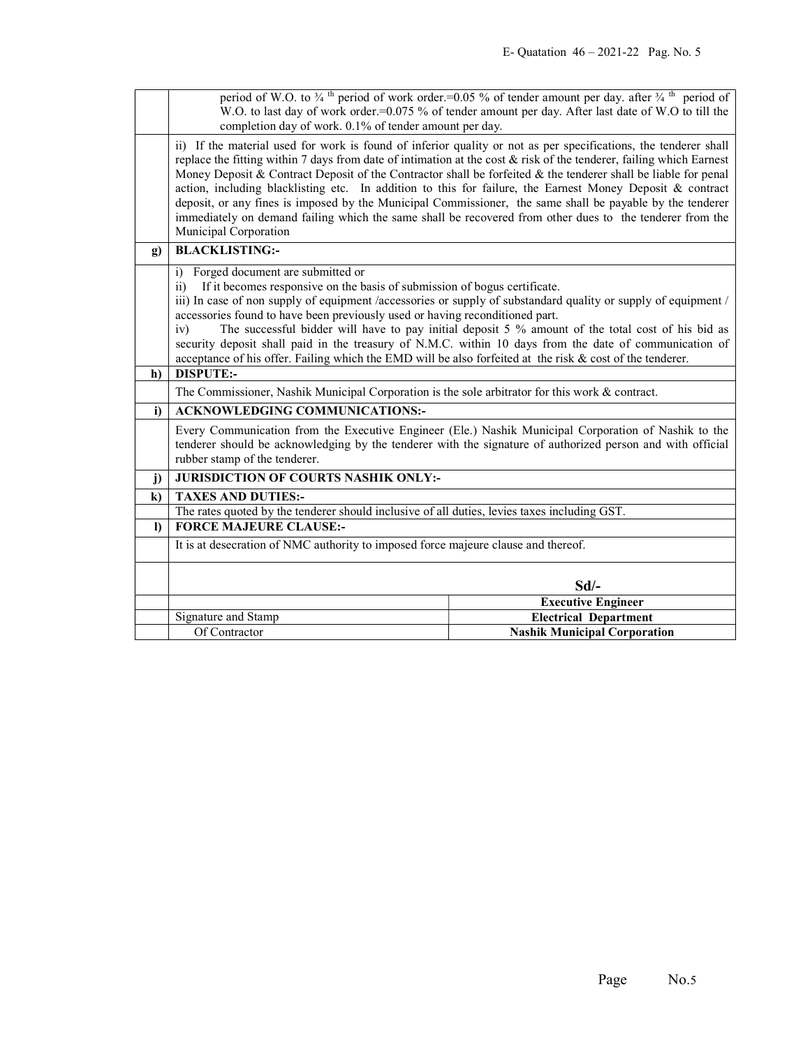| | |
|---|---|
| | period of W.O. to ¾ th period of work order.=0.05 % of tender amount per day. after ¾ th period of W.O. to last day of work order.=0.075 % of tender amount per day. After last date of W.O to till the completion day of work. 0.1% of tender amount per day. |
| | ii) If the material used for work is found of inferior quality or not as per specifications, the tenderer shall replace the fitting within 7 days from date of intimation at the cost & risk of the tenderer, failing which Earnest Money Deposit & Contract Deposit of the Contractor shall be forfeited & the tenderer shall be liable for penal action, including blacklisting etc. In addition to this for failure, the Earnest Money Deposit & contract deposit, or any fines is imposed by the Municipal Commissioner, the same shall be payable by the tenderer immediately on demand failing which the same shall be recovered from other dues to the tenderer from the Municipal Corporation |
| **g)** | **BLACKLISTING:-** |
| | i) Forged document are submitted or<br>ii) If it becomes responsive on the basis of submission of bogus certificate.<br>iii) In case of non supply of equipment /accessories or supply of substandard quality or supply of equipment / accessories found to have been previously used or having reconditioned part.<br>iv) The successful bidder will have to pay initial deposit 5 % amount of the total cost of his bid as security deposit shall paid in the treasury of N.M.C. within 10 days from the date of communication of acceptance of his offer. Failing which the EMD will be also forfeited at the risk & cost of the tenderer. |
| **h)** | **DISPUTE:-** |
| | The Commissioner, Nashik Municipal Corporation is the sole arbitrator for this work & contract. |
| **i)** | **ACKNOWLEDGING COMMUNICATIONS:-** |
| | Every Communication from the Executive Engineer (Ele.) Nashik Municipal Corporation of Nashik to the tenderer should be acknowledging by the tenderer with the signature of authorized person and with official rubber stamp of the tenderer. |
| **j)** | **JURISDICTION OF COURTS NASHIK ONLY:-** |
| **k)** | **TAXES AND DUTIES:-** |
| | The rates quoted by the tenderer should inclusive of all duties, levies taxes including GST. |
| **l)** | **FORCE MAJEURE CLAUSE:-** |
| | It is at desecration of NMC authority to imposed force majeure clause and thereof. |

| | | |
|---|---|---|
| | | **Sd/-** |
| | | **Executive Engineer** |
| | Signature and Stamp | **Electrical Department** |
| | Of Contractor | **Nashik Municipal Corporation** |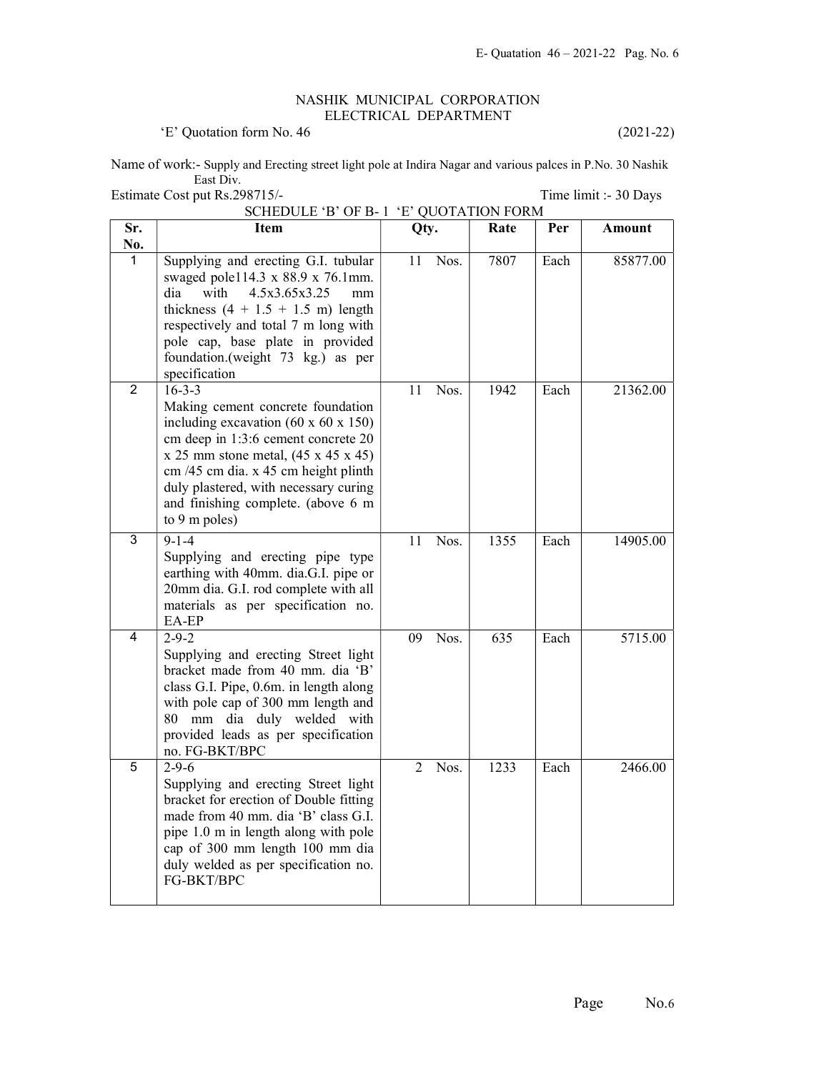NASHIK MUNICIPAL CORPORATION
ELECTRICAL DEPARTMENT

'E' Quotation form No. 46 (2021-22)

Name of work:- Supply and Erecting street light pole at Indira Nagar and various palces in P.No. 30 Nashik East Div.

Estimate Cost put Rs.298715/- Time limit :- 30 Days

SCHEDULE 'B' OF B- 1 'E' QUOTATION FORM

| Sr. No. | Item | Qty. | Rate | Per | Amount |
|---|---|---|---|---|---|
| 1 | Supplying and erecting G.I. tubular swaged pole114.3 x 88.9 x 76.1mm. dia with 4.5x3.65x3.25 mm thickness (4 + 1.5 + 1.5 m) length respectively and total 7 m long with pole cap, base plate in provided foundation.(weight 73 kg.) as per specification | 11 Nos. | 7807 | Each | 85877.00 |
| 2 | 16-3-3<br>Making cement concrete foundation including excavation (60 x 60 x 150) cm deep in 1:3:6 cement concrete 20 x 25 mm stone metal, (45 x 45 x 45) cm /45 cm dia. x 45 cm height plinth duly plastered, with necessary curing and finishing complete. (above 6 m to 9 m poles) | 11 Nos. | 1942 | Each | 21362.00 |
| 3 | 9-1-4<br>Supplying and erecting pipe type earthing with 40mm. dia.G.I. pipe or 20mm dia. G.I. rod complete with all materials as per specification no. EA-EP | 11 Nos. | 1355 | Each | 14905.00 |
| 4 | 2-9-2<br>Supplying and erecting Street light bracket made from 40 mm. dia 'B' class G.I. Pipe, 0.6m. in length along with pole cap of 300 mm length and 80 mm dia duly welded with provided leads as per specification no. FG-BKT/BPC | 09 Nos. | 635 | Each | 5715.00 |
| 5 | 2-9-6<br>Supplying and erecting Street light bracket for erection of Double fitting made from 40 mm. dia 'B' class G.I. pipe 1.0 m in length along with pole cap of 300 mm length 100 mm dia duly welded as per specification no. FG-BKT/BPC | 2 Nos. | 1233 | Each | 2466.00 |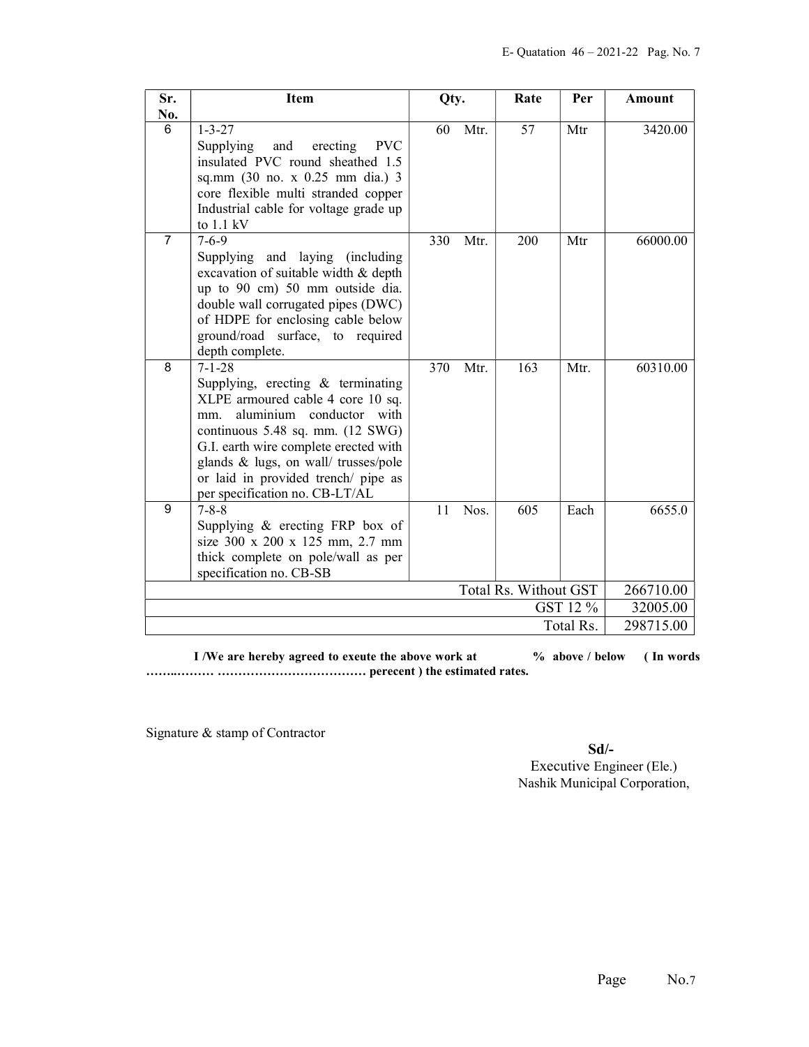| Sr. No. | Item | Qty. | Rate | Per | Amount |
|---|---|---|---|---|---|
| 6 | 1-3-27 Supplying and erecting PVC insulated PVC round sheathed 1.5 sq.mm (30 no. x 0.25 mm dia.) 3 core flexible multi stranded copper Industrial cable for voltage grade up to 1.1 kV | 60 Mtr. | 57 | Mtr | 3420.00 |
| 7 | 7-6-9 Supplying and laying (including excavation of suitable width & depth up to 90 cm) 50 mm outside dia. double wall corrugated pipes (DWC) of HDPE for enclosing cable below ground/road surface, to required depth complete. | 330 Mtr. | 200 | Mtr | 66000.00 |
| 8 | 7-1-28 Supplying, erecting & terminating XLPE armoured cable 4 core 10 sq. mm. aluminium conductor with continuous 5.48 sq. mm. (12 SWG) G.I. earth wire complete erected with glands & lugs, on wall/ trusses/pole or laid in provided trench/ pipe as per specification no. CB-LT/AL | 370 Mtr. | 163 | Mtr. | 60310.00 |
| 9 | 7-8-8 Supplying & erecting FRP box of size 300 x 200 x 125 mm, 2.7 mm thick complete on pole/wall as per specification no. CB-SB | 11 Nos. | 605 | Each | 6655.0 |
| | | | | Total Rs. Without GST | 266710.00 |
| | | | | GST 12 % | 32005.00 |
| | | | | Total Rs. | 298715.00 |

**I /We are hereby agreed to exeute the above work at % above / below ( In words …….……… ……………………………… perecent ) the estimated rates.**

Signature & stamp of Contractor

**Sd/-**
Executive Engineer (Ele.)
Nashik Municipal Corporation,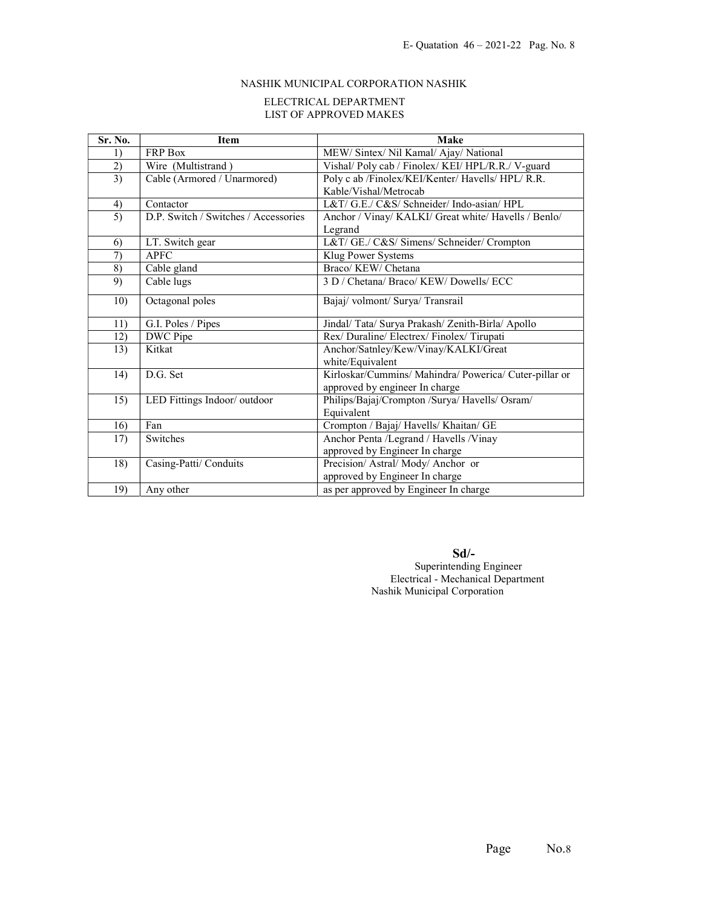NASHIK MUNICIPAL CORPORATION NASHIK

ELECTRICAL DEPARTMENT
LIST OF APPROVED MAKES

| Sr. No. | Item | Make |
|---|---|---|
| 1) | FRP Box | MEW/ Sintex/ Nil Kamal/ Ajay/ National |
| 2) | Wire (Multistrand ) | Vishal/ Poly cab / Finolex/ KEI/ HPL/R.R./ V-guard |
| 3) | Cable (Armored / Unarmored) | Poly c ab /Finolex/KEI/Kenter/ Havells/ HPL/ R.R. Kable/Vishal/Metrocab |
| 4) | Contactor | L&T/ G.E./ C&S/ Schneider/ Indo-asian/ HPL |
| 5) | D.P. Switch / Switches / Accessories | Anchor / Vinay/ KALKI/ Great white/ Havells / Benlo/ Legrand |
| 6) | LT. Switch gear | L&T/ GE./ C&S/ Simens/ Schneider/ Crompton |
| 7) | APFC | Klug Power Systems |
| 8) | Cable gland | Braco/ KEW/ Chetana |
| 9) | Cable lugs | 3 D / Chetana/ Braco/ KEW/ Dowells/ ECC |
| 10) | Octagonal poles | Bajaj/ volmont/ Surya/ Transrail |
| 11) | G.I. Poles / Pipes | Jindal/ Tata/ Surya Prakash/ Zenith-Birla/ Apollo |
| 12) | DWC Pipe | Rex/ Duraline/ Electrex/ Finolex/ Tirupati |
| 13) | Kitkat | Anchor/Satnley/Kew/Vinay/KALKI/Great white/Equivalent |
| 14) | D.G. Set | Kirloskar/Cummins/ Mahindra/ Powerica/ Cuter-pillar or approved by engineer In charge |
| 15) | LED Fittings Indoor/ outdoor | Philips/Bajaj/Crompton /Surya/ Havells/ Osram/ Equivalent |
| 16) | Fan | Crompton / Bajaj/ Havells/ Khaitan/ GE |
| 17) | Switches | Anchor Penta /Legrand / Havells /Vinay approved by Engineer In charge |
| 18) | Casing-Patti/ Conduits | Precision/ Astral/ Mody/ Anchor or approved by Engineer In charge |
| 19) | Any other | as per approved by Engineer In charge |

**Sd/-**
Superintending Engineer
Electrical - Mechanical Department
Nashik Municipal Corporation